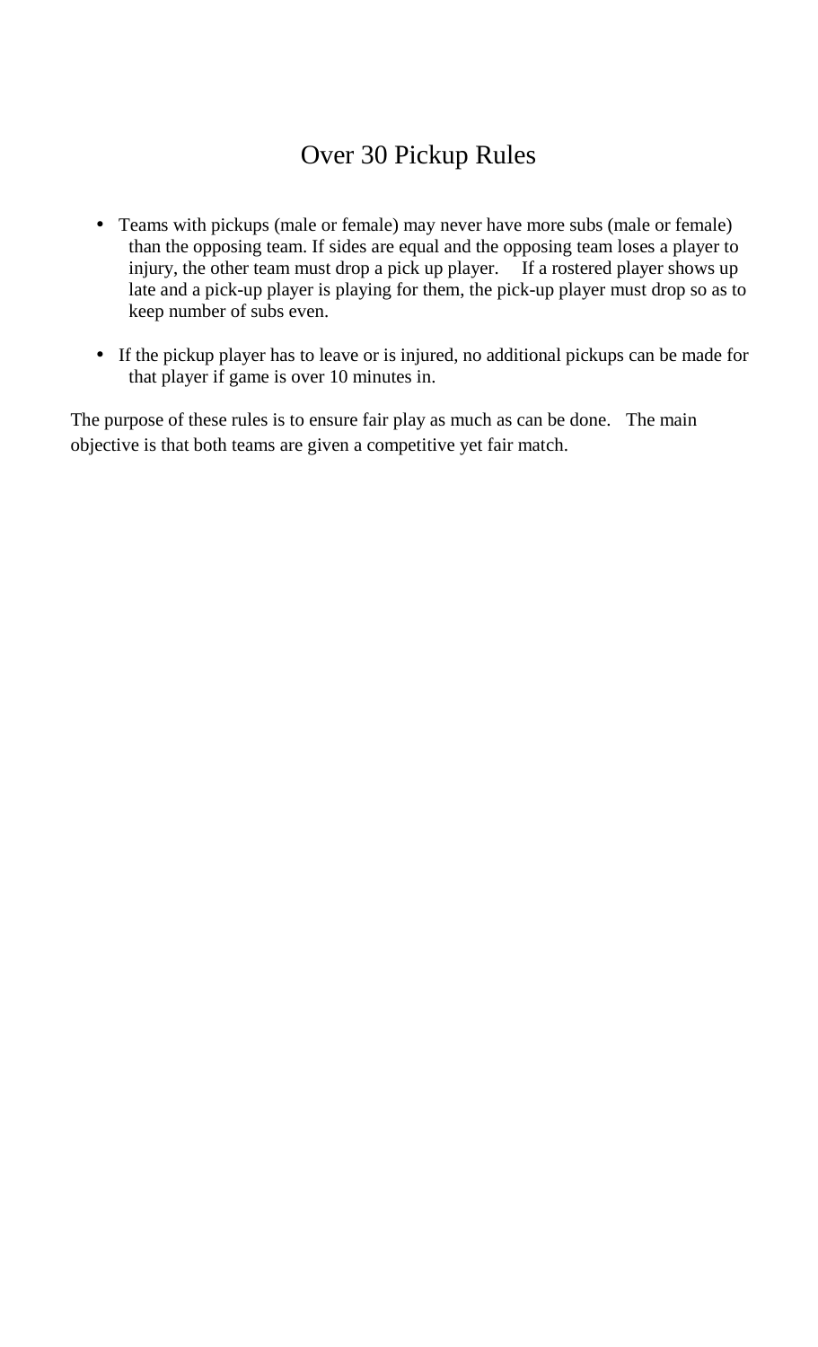# Over 30 Pickup Rules

- Teams with pickups (male or female) may never have more subs (male or female) than the opposing team. If sides are equal and the opposing team loses a player to injury, the other team must drop a pick up player. If a rostered player shows up late and a pick-up player is playing for them, the pick-up player must drop so as to keep number of subs even.

- If the pickup player has to leave or is injured, no additional pickups can be made for that player if game is over 10 minutes in.

The purpose of these rules is to ensure fair play as much as can be done. The main objective is that both teams are given a competitive yet fair match.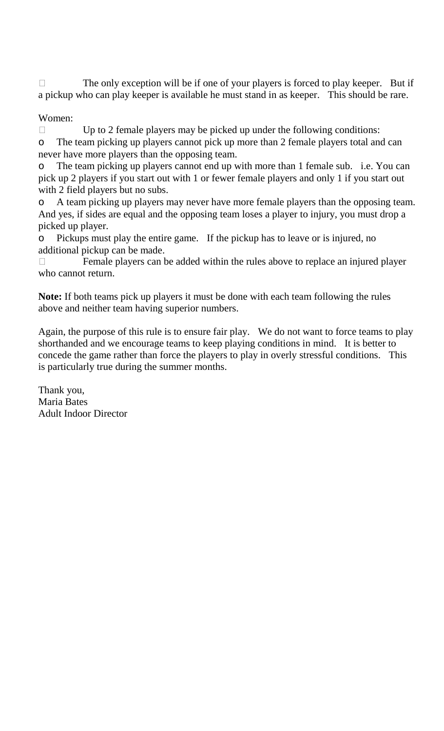- The only exception will be if one of your players is forced to play keeper. But if a pickup who can play keeper is available he must stand in as keeper. This should be rare.

Women:

- Up to 2 female players may be picked up under the following conditions:
  - The team picking up players cannot pick up more than 2 female players total and can never have more players than the opposing team.
  - The team picking up players cannot end up with more than 1 female sub. i.e. You can pick up 2 players if you start out with 1 or fewer female players and only 1 if you start out with 2 field players but no subs.
  - A team picking up players may never have more female players than the opposing team. And yes, if sides are equal and the opposing team loses a player to injury, you must drop a picked up player.
  - Pickups must play the entire game. If the pickup has to leave or is injured, no additional pickup can be made.
- Female players can be added within the rules above to replace an injured player who cannot return.

**Note:** If both teams pick up players it must be done with each team following the rules above and neither team having superior numbers.

Again, the purpose of this rule is to ensure fair play. We do not want to force teams to play shorthanded and we encourage teams to keep playing conditions in mind. It is better to concede the game rather than force the players to play in overly stressful conditions. This is particularly true during the summer months.

Thank you,
Maria Bates
Adult Indoor Director